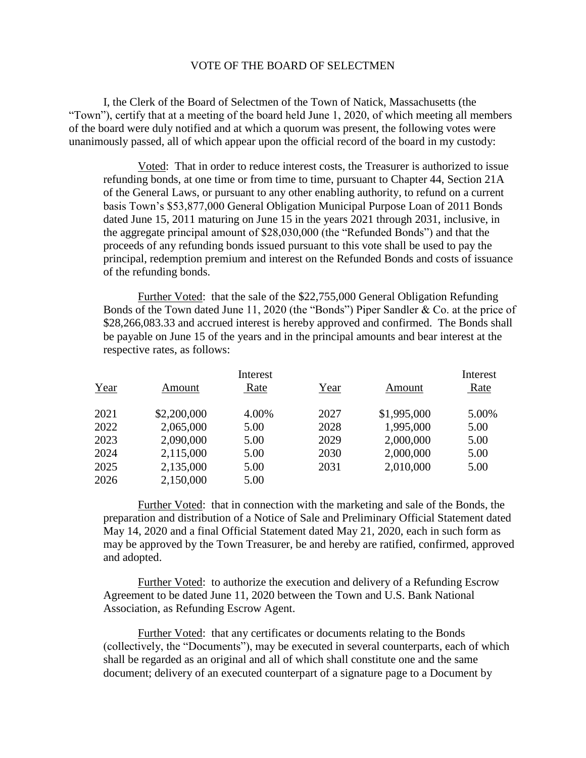# VOTE OF THE BOARD OF SELECTMEN

I, the Clerk of the Board of Selectmen of the Town of Natick, Massachusetts (the "Town"), certify that at a meeting of the board held June 1, 2020, of which meeting all members of the board were duly notified and at which a quorum was present, the following votes were unanimously passed, all of which appear upon the official record of the board in my custody:

> Voted: That in order to reduce interest costs, the Treasurer is authorized to issue refunding bonds, at one time or from time to time, pursuant to Chapter 44, Section 21A of the General Laws, or pursuant to any other enabling authority, to refund on a current basis Town's $53,877,000 General Obligation Municipal Purpose Loan of 2011 Bonds dated June 15, 2011 maturing on June 15 in the years 2021 through 2031, inclusive, in the aggregate principal amount of $28,030,000 (the "Refunded Bonds") and that the proceeds of any refunding bonds issued pursuant to this vote shall be used to pay the principal, redemption premium and interest on the Refunded Bonds and costs of issuance of the refunding bonds.
>
> Further Voted: that the sale of the $22,755,000 General Obligation Refunding Bonds of the Town dated June 11, 2020 (the "Bonds") Piper Sandler & Co. at the price of $28,266,083.33 and accrued interest is hereby approved and confirmed. The Bonds shall be payable on June 15 of the years and in the principal amounts and bear interest at the respective rates, as follows:

| Year | Amount | Interest Rate | Year | Amount | Interest Rate |
|---|---|---|---|---|---|
| 2021 | $2,200,000 | 4.00% | 2027 | $1,995,000 | 5.00% |
| 2022 | 2,065,000 | 5.00 | 2028 | 1,995,000 | 5.00 |
| 2023 | 2,090,000 | 5.00 | 2029 | 2,000,000 | 5.00 |
| 2024 | 2,115,000 | 5.00 | 2030 | 2,000,000 | 5.00 |
| 2025 | 2,135,000 | 5.00 | 2031 | 2,010,000 | 5.00 |
| 2026 | 2,150,000 | 5.00 | | | |

> Further Voted: that in connection with the marketing and sale of the Bonds, the preparation and distribution of a Notice of Sale and Preliminary Official Statement dated May 14, 2020 and a final Official Statement dated May 21, 2020, each in such form as may be approved by the Town Treasurer, be and hereby are ratified, confirmed, approved and adopted.
>
> Further Voted: to authorize the execution and delivery of a Refunding Escrow Agreement to be dated June 11, 2020 between the Town and U.S. Bank National Association, as Refunding Escrow Agent.
>
> Further Voted: that any certificates or documents relating to the Bonds (collectively, the "Documents"), may be executed in several counterparts, each of which shall be regarded as an original and all of which shall constitute one and the same document; delivery of an executed counterpart of a signature page to a Document by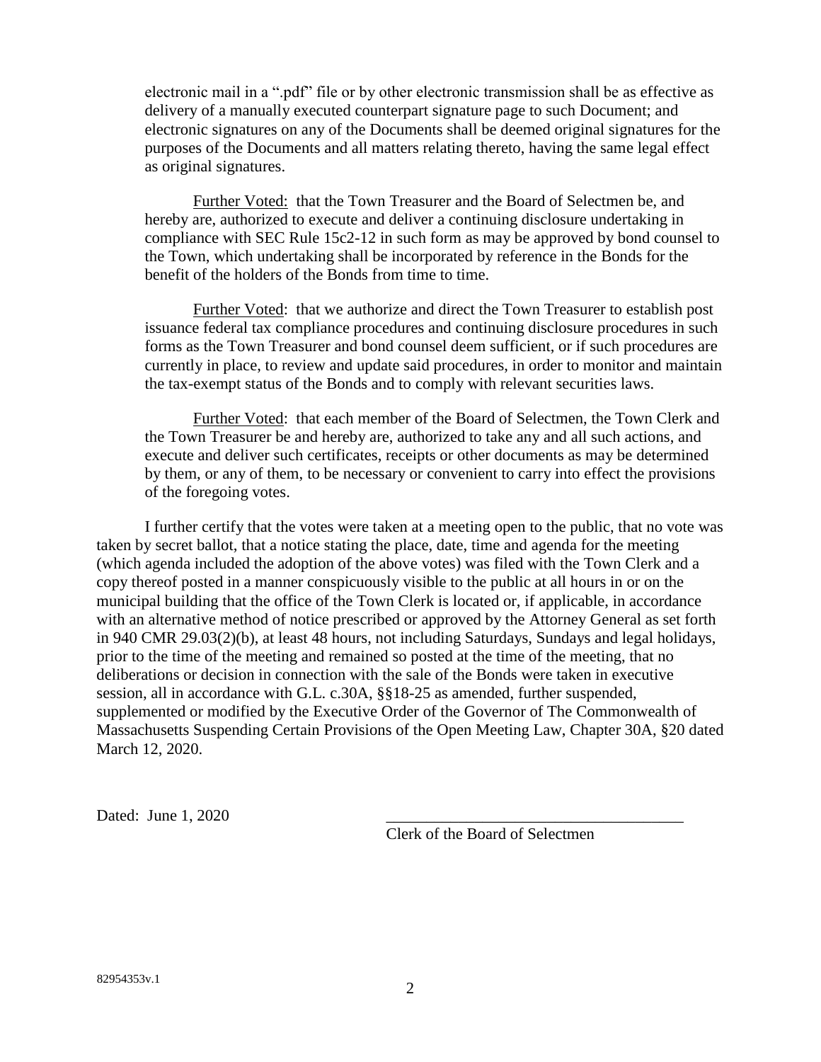electronic mail in a ".pdf" file or by other electronic transmission shall be as effective as delivery of a manually executed counterpart signature page to such Document; and electronic signatures on any of the Documents shall be deemed original signatures for the purposes of the Documents and all matters relating thereto, having the same legal effect as original signatures.

Further Voted: that the Town Treasurer and the Board of Selectmen be, and hereby are, authorized to execute and deliver a continuing disclosure undertaking in compliance with SEC Rule 15c2-12 in such form as may be approved by bond counsel to the Town, which undertaking shall be incorporated by reference in the Bonds for the benefit of the holders of the Bonds from time to time.

Further Voted: that we authorize and direct the Town Treasurer to establish post issuance federal tax compliance procedures and continuing disclosure procedures in such forms as the Town Treasurer and bond counsel deem sufficient, or if such procedures are currently in place, to review and update said procedures, in order to monitor and maintain the tax-exempt status of the Bonds and to comply with relevant securities laws.

Further Voted: that each member of the Board of Selectmen, the Town Clerk and the Town Treasurer be and hereby are, authorized to take any and all such actions, and execute and deliver such certificates, receipts or other documents as may be determined by them, or any of them, to be necessary or convenient to carry into effect the provisions of the foregoing votes.

I further certify that the votes were taken at a meeting open to the public, that no vote was taken by secret ballot, that a notice stating the place, date, time and agenda for the meeting (which agenda included the adoption of the above votes) was filed with the Town Clerk and a copy thereof posted in a manner conspicuously visible to the public at all hours in or on the municipal building that the office of the Town Clerk is located or, if applicable, in accordance with an alternative method of notice prescribed or approved by the Attorney General as set forth in 940 CMR 29.03(2)(b), at least 48 hours, not including Saturdays, Sundays and legal holidays, prior to the time of the meeting and remained so posted at the time of the meeting, that no deliberations or decision in connection with the sale of the Bonds were taken in executive session, all in accordance with G.L. c.30A, §§18-25 as amended, further suspended, supplemented or modified by the Executive Order of the Governor of The Commonwealth of Massachusetts Suspending Certain Provisions of the Open Meeting Law, Chapter 30A, §20 dated March 12, 2020.

Dated: June 1, 2020

\_\_\_\_\_\_\_\_\_\_\_\_\_\_\_\_\_\_\_\_\_\_\_\_\_\_\_\_\_\_\_\_\_\_\_\_\_

Clerk of the Board of Selectmen

82954353v.1